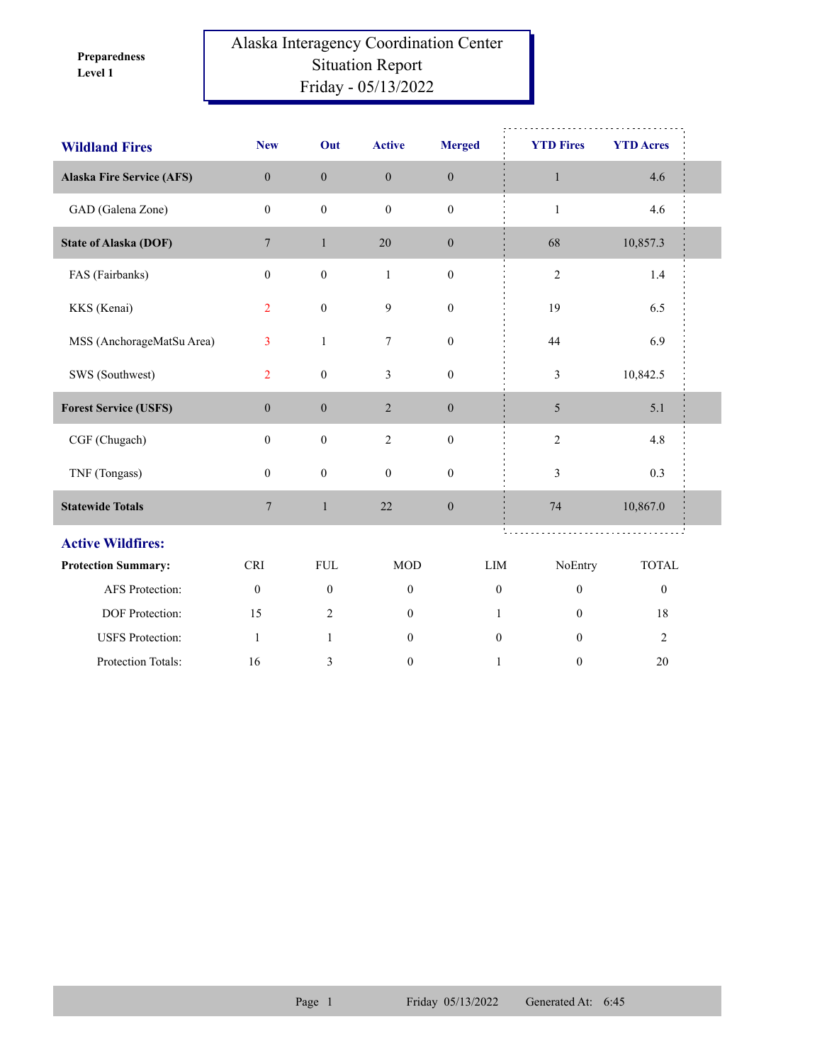**Preparedness Level 1**

# Alaska Interagency Coordination Center
## Situation Report
## Friday - 05/13/2022

| Wildland Fires | New | Out | Active | Merged | YTD Fires | YTD Acres |
|---|---|---|---|---|---|---|
| **Alaska Fire Service (AFS)** | 0 | 0 | 0 | 0 | 1 | 4.6 |
| GAD (Galena Zone) | 0 | 0 | 0 | 0 | 1 | 4.6 |
| **State of Alaska (DOF)** | 7 | 1 | 20 | 0 | 68 | 10,857.3 |
| FAS (Fairbanks) | 0 | 0 | 1 | 0 | 2 | 1.4 |
| KKS (Kenai) | 2 | 0 | 9 | 0 | 19 | 6.5 |
| MSS (AnchorageMatSu Area) | 3 | 1 | 7 | 0 | 44 | 6.9 |
| SWS (Southwest) | 2 | 0 | 3 | 0 | 3 | 10,842.5 |
| **Forest Service (USFS)** | 0 | 0 | 2 | 0 | 5 | 5.1 |
| CGF (Chugach) | 0 | 0 | 2 | 0 | 2 | 4.8 |
| TNF (Tongass) | 0 | 0 | 0 | 0 | 3 | 0.3 |
| **Statewide Totals** | 7 | 1 | 22 | 0 | 74 | 10,867.0 |

## Active Wildfires:

| Protection Summary: | CRI | FUL | MOD | LIM | NoEntry | TOTAL |
|---|---|---|---|---|---|---|
| AFS Protection: | 0 | 0 | 0 | 0 | 0 | 0 |
| DOF Protection: | 15 | 2 | 0 | 1 | 0 | 18 |
| USFS Protection: | 1 | 1 | 0 | 0 | 0 | 2 |
| Protection Totals: | 16 | 3 | 0 | 1 | 0 | 20 |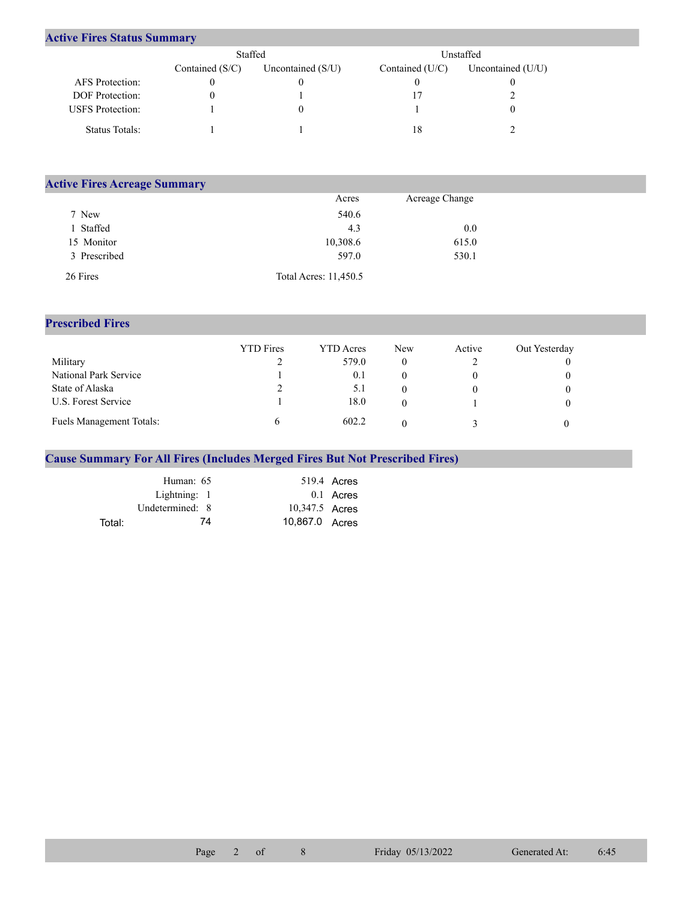## Active Fires Status Summary

| | Staffed | | Unstaffed | |
|---|---|---|---|---|
| | Contained (S/C) | Uncontained (S/U) | Contained (U/C) | Uncontained (U/U) |
| AFS Protection: | 0 | 0 | 0 | 0 |
| DOF Protection: | 0 | 1 | 17 | 2 |
| USFS Protection: | 1 | 0 | 1 | 0 |
| Status Totals: | 1 | 1 | 18 | 2 |

## Active Fires Acreage Summary

| | Acres | Acreage Change |
|---|---|---|
| 7 New | 540.6 | |
| 1 Staffed | 4.3 | 0.0 |
| 15 Monitor | 10,308.6 | 615.0 |
| 3 Prescribed | 597.0 | 530.1 |
| 26 Fires | Total Acres: 11,450.5 | |

## Prescribed Fires

| | YTD Fires | YTD Acres | New | Active | Out Yesterday |
|---|---|---|---|---|---|
| Military | 2 | 579.0 | 0 | 2 | 0 |
| National Park Service | 1 | 0.1 | 0 | 0 | 0 |
| State of Alaska | 2 | 5.1 | 0 | 0 | 0 |
| U.S. Forest Service | 1 | 18.0 | 0 | 1 | 0 |
| Fuels Management Totals: | 6 | 602.2 | 0 | 3 | 0 |

## Cause Summary For All Fires (Includes Merged Fires But Not Prescribed Fires)

| | | |
|---|---|---|
| Human: | 65 | 519.4 Acres |
| Lightning: | 1 | 0.1 Acres |
| Undetermined: | 8 | 10,347.5 Acres |
| Total: | 74 | 10,867.0 Acres |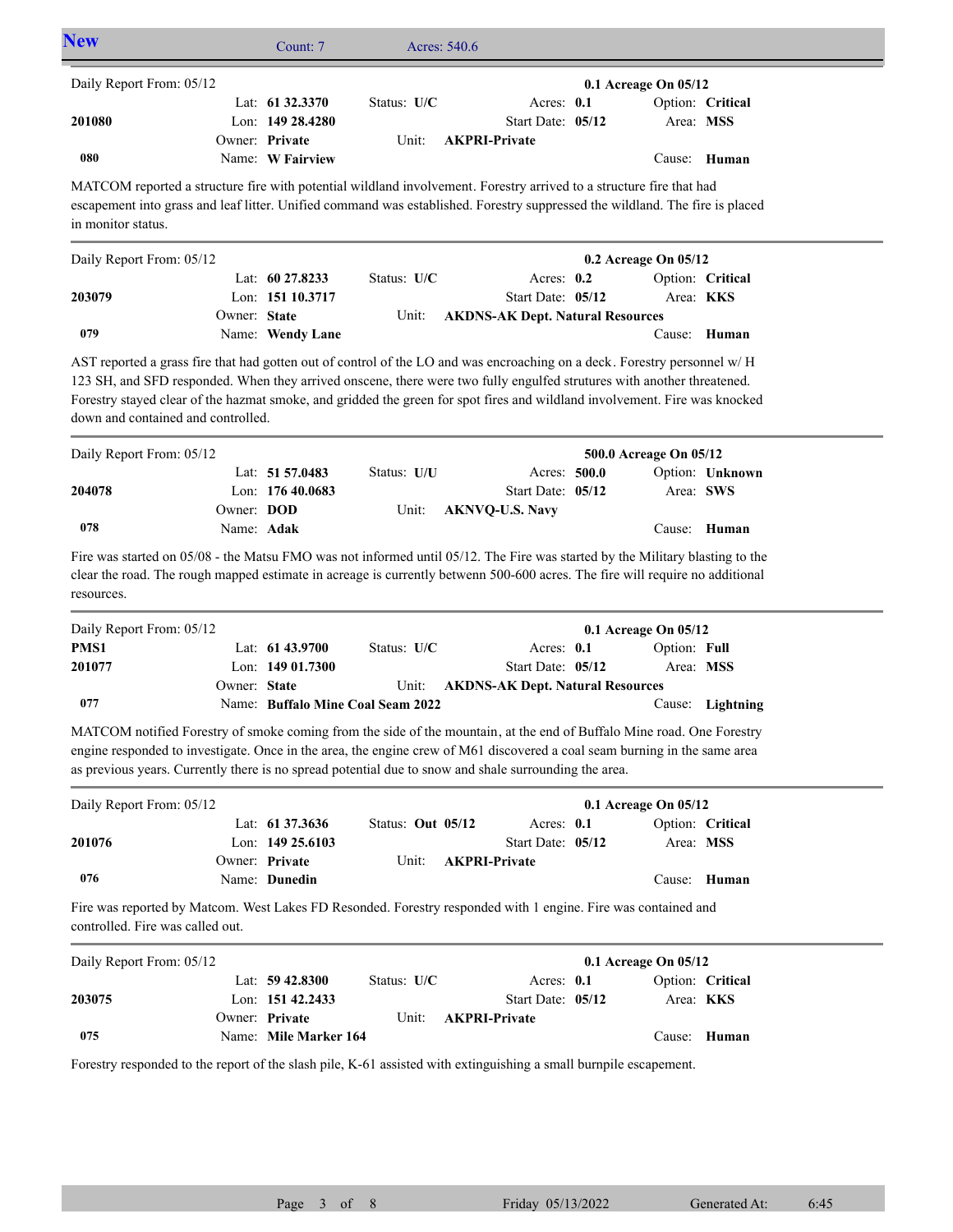## New — Count: 7 — Acres: 540.6

---

Daily Report From: 05/12 — **0.1 Acreage On 05/12**

| | | | |
|---|---|---|---|
| **201080** | Lat: **61 32.3370** | Status: **U/C** | Acres: **0.1** | 
| **080** | Lon: **149 28.4280** | Start Date: **05/12** | Option: **Critical** |
| | Owner: **Private** | Unit: **AKPRI-Private** | Area: **MSS** |
| | Name: **W Fairview** | | Cause: **Human** |

MATCOM reported a structure fire with potential wildland involvement. Forestry arrived to a structure fire that had escapement into grass and leaf litter. Unified command was established. Forestry suppressed the wildland. The fire is placed in monitor status.

---

Daily Report From: 05/12 — **0.2 Acreage On 05/12**

| | | | |
|---|---|---|---|
| **203079** | Lat: **60 27.8233** | Status: **U/C** | Acres: **0.2** |
| **079** | Lon: **151 10.3717** | Start Date: **05/12** | Option: **Critical** |
| | Owner: **State** | Unit: **AKDNS-AK Dept. Natural Resources** | Area: **KKS** |
| | Name: **Wendy Lane** | | Cause: **Human** |

AST reported a grass fire that had gotten out of control of the LO and was encroaching on a deck. Forestry personnel w/ H 123 SH, and SFD responded. When they arrived onscene, there were two fully engulfed strutures with another threatened. Forestry stayed clear of the hazmat smoke, and gridded the green for spot fires and wildland involvement. Fire was knocked down and contained and controlled.

---

Daily Report From: 05/12 — **500.0 Acreage On 05/12**

| | | | |
|---|---|---|---|
| **204078** | Lat: **51 57.0483** | Status: **U/U** | Acres: **500.0** |
| **078** | Lon: **176 40.0683** | Start Date: **05/12** | Option: **Unknown** |
| | Owner: **DOD** | Unit: **AKNVQ-U.S. Navy** | Area: **SWS** |
| | Name: **Adak** | | Cause: **Human** |

Fire was started on 05/08 - the Matsu FMO was not informed until 05/12. The Fire was started by the Military blasting to the clear the road. The rough mapped estimate in acreage is currently betwenn 500-600 acres. The fire will require no additional resources.

---

Daily Report From: 05/12 — **0.1 Acreage On 05/12**

| | | | |
|---|---|---|---|
| **PMS1** | Lat: **61 43.9700** | Status: **U/C** | Acres: **0.1** |
| **201077** | Lon: **149 01.7300** | Start Date: **05/12** | Option: **Full** |
| **077** | Owner: **State** | Unit: **AKDNS-AK Dept. Natural Resources** | Area: **MSS** |
| | Name: **Buffalo Mine Coal Seam 2022** | | Cause: **Lightning** |

MATCOM notified Forestry of smoke coming from the side of the mountain, at the end of Buffalo Mine road. One Forestry engine responded to investigate. Once in the area, the engine crew of M61 discovered a coal seam burning in the same area as previous years. Currently there is no spread potential due to snow and shale surrounding the area.

---

Daily Report From: 05/12 — **0.1 Acreage On 05/12**

| | | | |
|---|---|---|---|
| **201076** | Lat: **61 37.3636** | Status: **Out 05/12** | Acres: **0.1** |
| **076** | Lon: **149 25.6103** | Start Date: **05/12** | Option: **Critical** |
| | Owner: **Private** | Unit: **AKPRI-Private** | Area: **MSS** |
| | Name: **Dunedin** | | Cause: **Human** |

Fire was reported by Matcom. West Lakes FD Resonded. Forestry responded with 1 engine. Fire was contained and controlled. Fire was called out.

---

Daily Report From: 05/12 — **0.1 Acreage On 05/12**

| | | | |
|---|---|---|---|
| **203075** | Lat: **59 42.8300** | Status: **U/C** | Acres: **0.1** |
| **075** | Lon: **151 42.2433** | Start Date: **05/12** | Option: **Critical** |
| | Owner: **Private** | Unit: **AKPRI-Private** | Area: **KKS** |
| | Name: **Mile Marker 164** | | Cause: **Human** |

Forestry responded to the report of the slash pile, K-61 assisted with extinguishing a small burnpile escapement.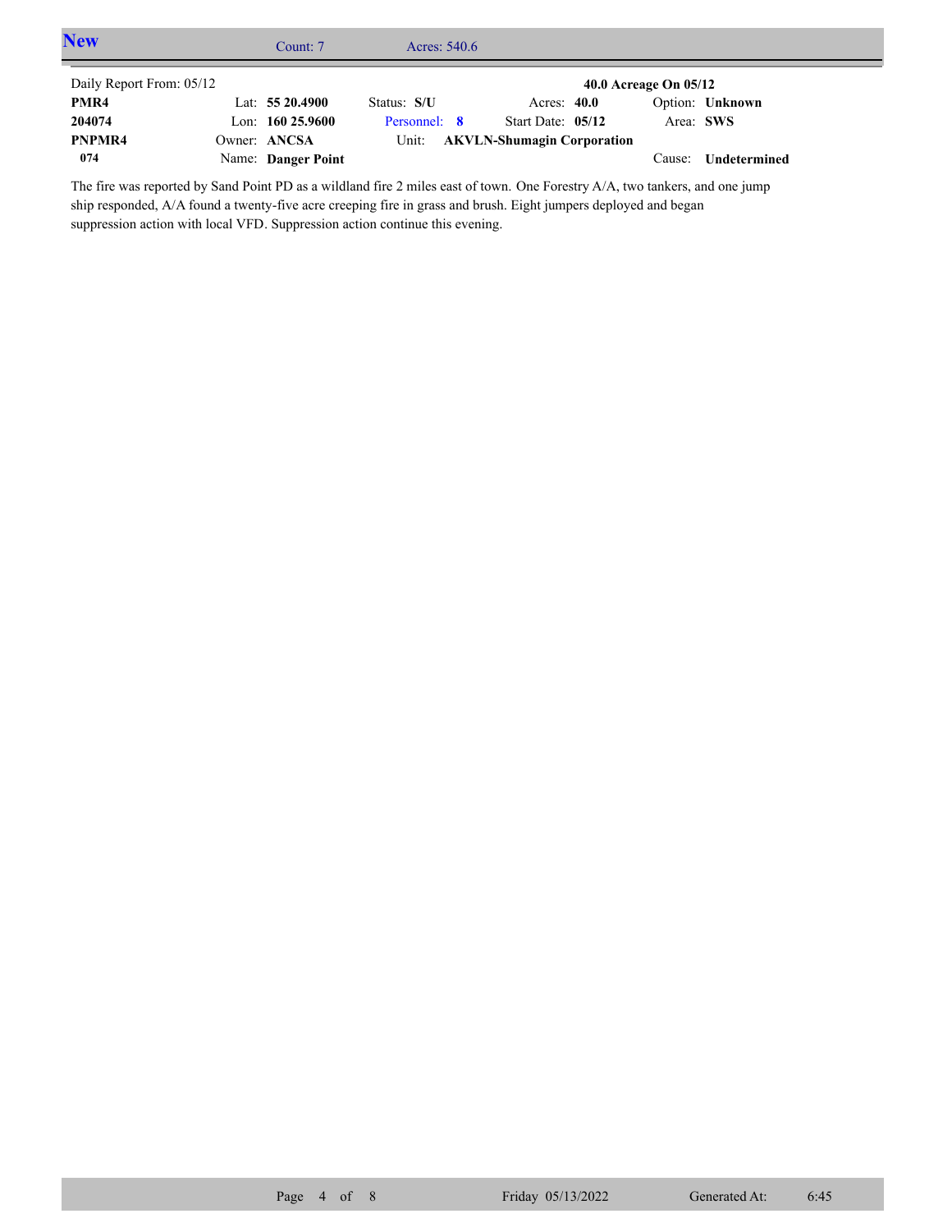## New

Count: 7 Acres: 540.6

| Daily Report From: 05/12 | | | | | |
|---|---|---|---|---|---|
| | | | | **40.0 Acreage On 05/12** | |
| **PMR4** | Lat: **55 20.4900** | Status: **S/U** | Acres: **40.0** | Option: **Unknown** | |
| **204074** | Lon: **160 25.9600** | Personnel: **8** | Start Date: **05/12** | Area: **SWS** | |
| **PNPMR4** | Owner: **ANCSA** | Unit: **AKVLN-Shumagin Corporation** | | | |
| **074** | Name: **Danger Point** | | | Cause: **Undetermined** | |

The fire was reported by Sand Point PD as a wildland fire 2 miles east of town. One Forestry A/A, two tankers, and one jump ship responded, A/A found a twenty-five acre creeping fire in grass and brush. Eight jumpers deployed and began suppression action with local VFD. Suppression action continue this evening.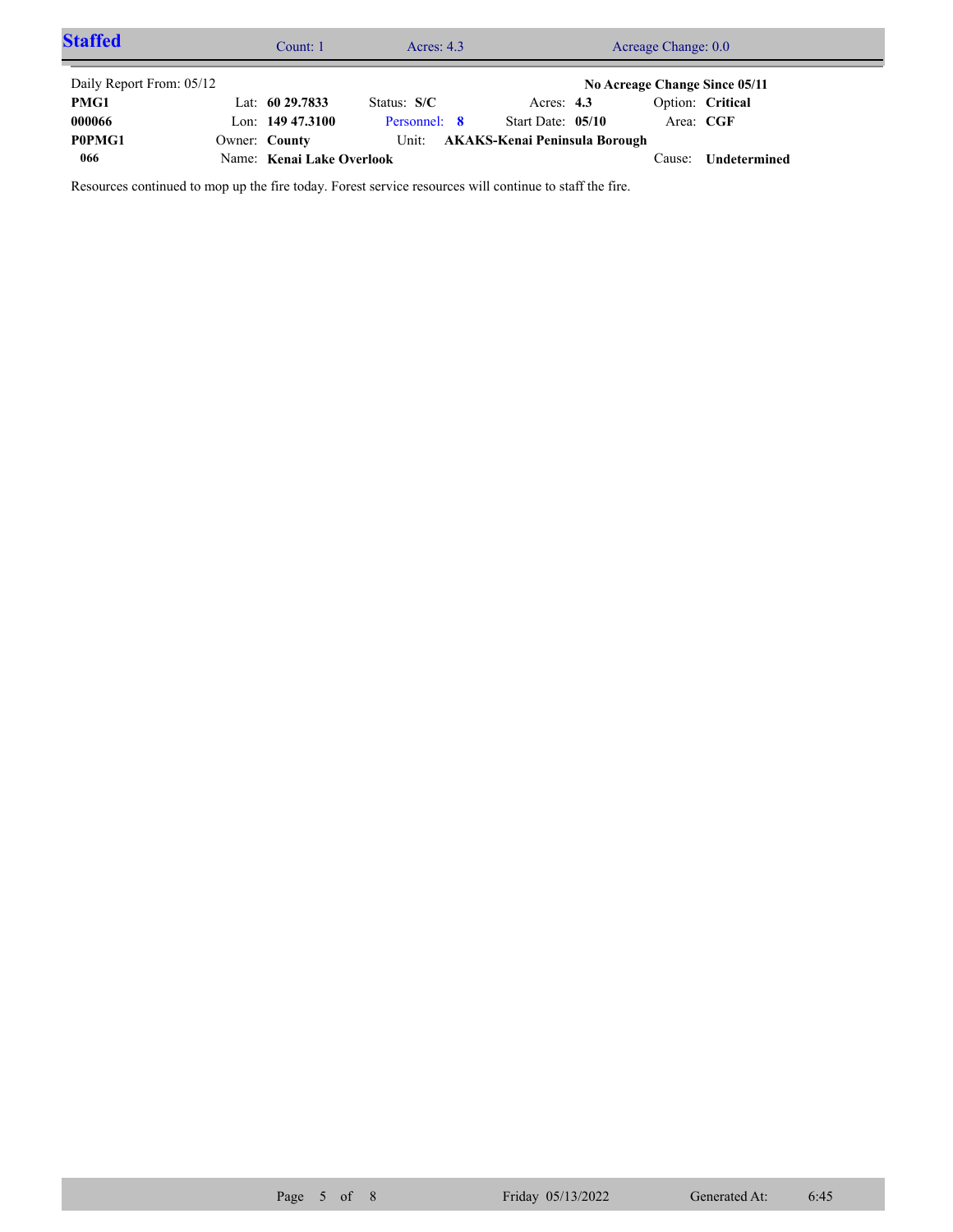## Staffed

Count: 1 | Acres: 4.3 | Acreage Change: 0.0

Daily Report From: 05/12 | **No Acreage Change Since 05/11**

| | | | | |
|---|---|---|---|---|
| **PMG1** | Lat: **60 29.7833** | Status: **S/C** | Acres: **4.3** | Option: **Critical** |
| **000066** | Lon: **149 47.3100** | Personnel: **8** | Start Date: **05/10** | Area: **CGF** |
| **P0PMG1** | Owner: **County** | Unit: **AKAKS-Kenai Peninsula Borough** | | |
| **066** | Name: **Kenai Lake Overlook** | | | Cause: **Undetermined** |

Resources continued to mop up the fire today. Forest service resources will continue to staff the fire.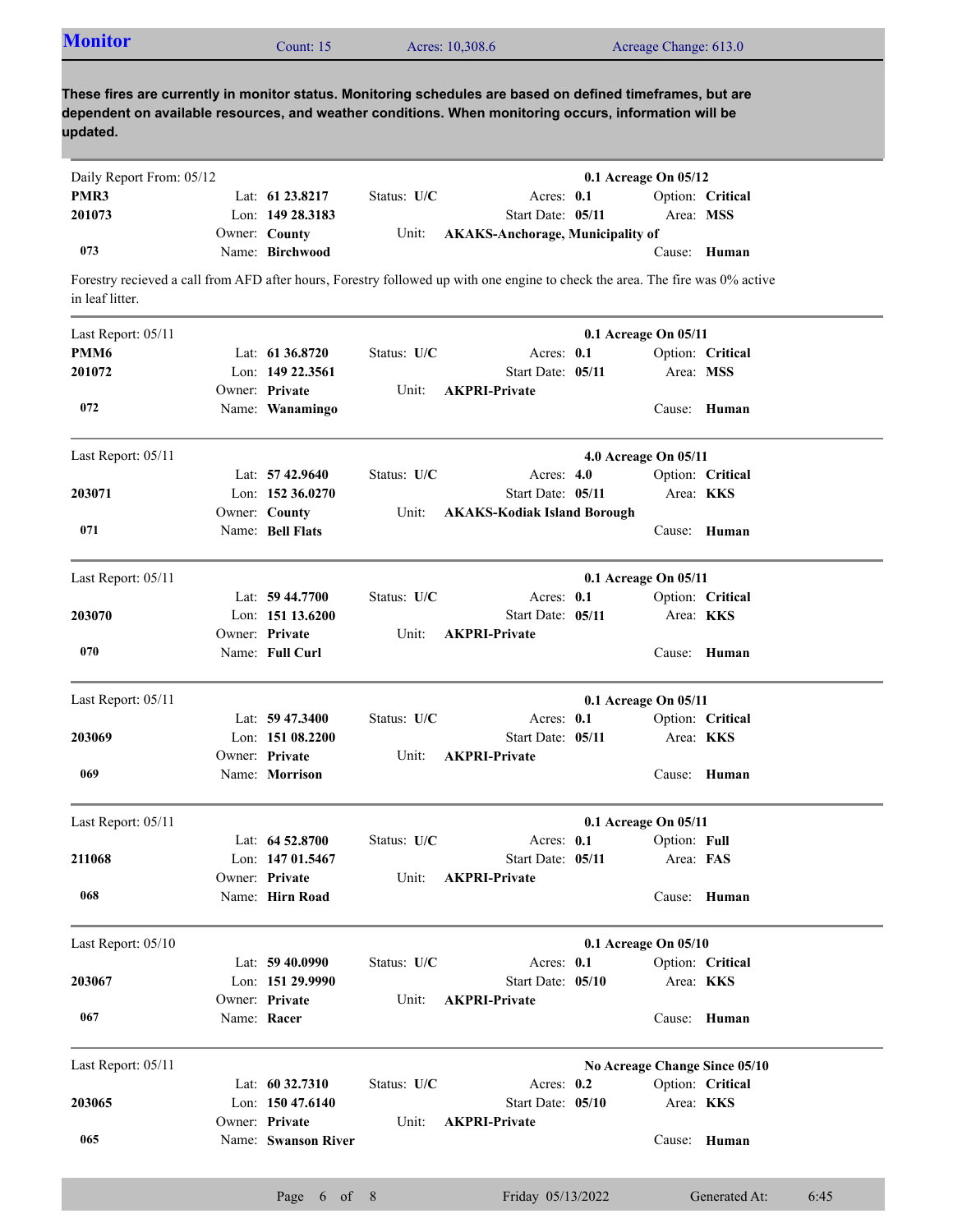## Monitor

Count: 15 | Acres: 10,308.6 | Acreage Change: 613.0

**These fires are currently in monitor status. Monitoring schedules are based on defined timeframes, but are dependent on available resources, and weather conditions. When monitoring occurs, information will be updated.**

---

Daily Report From: 05/12 — **0.1 Acreage On 05/12**

**PMR3**
**201073**
**073**

Lat: **61 23.8217** | Lon: **149 28.3183** | Owner: **County** | Name: **Birchwood**
Status: **U/C** | Acres: **0.1** | Start Date: **05/11** | Unit: **AKAKS-Anchorage, Municipality of**
Option: **Critical** | Area: **MSS** | Cause: **Human**

Forestry recieved a call from AFD after hours, Forestry followed up with one engine to check the area. The fire was 0% active in leaf litter.

---

Last Report: 05/11 — **0.1 Acreage On 05/11**

**PMM6**
**201072**
**072**

Lat: **61 36.8720** | Lon: **149 22.3561** | Owner: **Private** | Name: **Wanamingo**
Status: **U/C** | Acres: **0.1** | Start Date: **05/11** | Unit: **AKPRI-Private**
Option: **Critical** | Area: **MSS** | Cause: **Human**

---

Last Report: 05/11 — **4.0 Acreage On 05/11**

**203071**
**071**

Lat: **57 42.9640** | Lon: **152 36.0270** | Owner: **County** | Name: **Bell Flats**
Status: **U/C** | Acres: **4.0** | Start Date: **05/11** | Unit: **AKAKS-Kodiak Island Borough**
Option: **Critical** | Area: **KKS** | Cause: **Human**

---

Last Report: 05/11 — **0.1 Acreage On 05/11**

**203070**
**070**

Lat: **59 44.7700** | Lon: **151 13.6200** | Owner: **Private** | Name: **Full Curl**
Status: **U/C** | Acres: **0.1** | Start Date: **05/11** | Unit: **AKPRI-Private**
Option: **Critical** | Area: **KKS** | Cause: **Human**

---

Last Report: 05/11 — **0.1 Acreage On 05/11**

**203069**
**069**

Lat: **59 47.3400** | Lon: **151 08.2200** | Owner: **Private** | Name: **Morrison**
Status: **U/C** | Acres: **0.1** | Start Date: **05/11** | Unit: **AKPRI-Private**
Option: **Critical** | Area: **KKS** | Cause: **Human**

---

Last Report: 05/11 — **0.1 Acreage On 05/11**

**211068**
**068**

Lat: **64 52.8700** | Lon: **147 01.5467** | Owner: **Private** | Name: **Hirn Road**
Status: **U/C** | Acres: **0.1** | Start Date: **05/11** | Unit: **AKPRI-Private**
Option: **Full** | Area: **FAS** | Cause: **Human**

---

Last Report: 05/10 — **0.1 Acreage On 05/10**

**203067**
**067**

Lat: **59 40.0990** | Lon: **151 29.9990** | Owner: **Private** | Name: **Racer**
Status: **U/C** | Acres: **0.1** | Start Date: **05/10** | Unit: **AKPRI-Private**
Option: **Critical** | Area: **KKS** | Cause: **Human**

---

Last Report: 05/11 — **No Acreage Change Since 05/10**

**203065**
**065**

Lat: **60 32.7310** | Lon: **150 47.6140** | Owner: **Private** | Name: **Swanson River**
Status: **U/C** | Acres: **0.2** | Start Date: **05/10** | Unit: **AKPRI-Private**
Option: **Critical** | Area: **KKS** | Cause: **Human**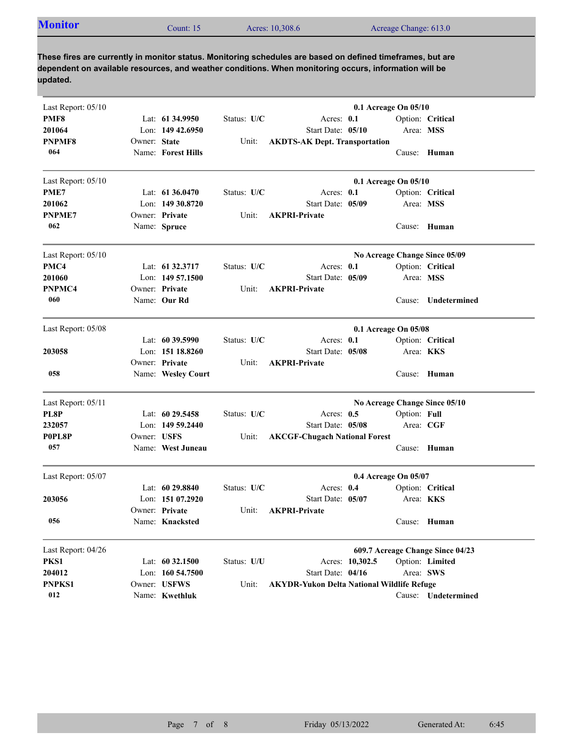## Monitor

Count: 15 | Acres: 10,308.6 | Acreage Change: 613.0

**These fires are currently in monitor status. Monitoring schedules are based on defined timeframes, but are dependent on available resources, and weather conditions. When monitoring occurs, information will be updated.**

---

Last Report: 05/10 — **0.1 Acreage On 05/10**

**PMF8** | Lat: **61 34.9950** | Status: **U/C** | Acres: **0.1** | Option: **Critical**
**201064** | Lon: **149 42.6950** | Start Date: **05/10** | Area: **MSS**
**PNPMF8** | Owner: **State** | Unit: **AKDTS-AK Dept. Transportation**
**064** | Name: **Forest Hills** | Cause: **Human**

---

Last Report: 05/10 — **0.1 Acreage On 05/10**

**PME7** | Lat: **61 36.0470** | Status: **U/C** | Acres: **0.1** | Option: **Critical**
**201062** | Lon: **149 30.8720** | Start Date: **05/09** | Area: **MSS**
**PNPME7** | Owner: **Private** | Unit: **AKPRI-Private**
**062** | Name: **Spruce** | Cause: **Human**

---

Last Report: 05/10 — **No Acreage Change Since 05/09**

**PMC4** | Lat: **61 32.3717** | Status: **U/C** | Acres: **0.1** | Option: **Critical**
**201060** | Lon: **149 57.1500** | Start Date: **05/09** | Area: **MSS**
**PNPMC4** | Owner: **Private** | Unit: **AKPRI-Private**
**060** | Name: **Our Rd** | Cause: **Undetermined**

---

Last Report: 05/08 — **0.1 Acreage On 05/08**

Lat: **60 39.5990** | Status: **U/C** | Acres: **0.1** | Option: **Critical**
**203058** | Lon: **151 18.8260** | Start Date: **05/08** | Area: **KKS**
Owner: **Private** | Unit: **AKPRI-Private**
**058** | Name: **Wesley Court** | Cause: **Human**

---

Last Report: 05/11 — **No Acreage Change Since 05/10**

**PL8P** | Lat: **60 29.5458** | Status: **U/C** | Acres: **0.5** | Option: **Full**
**232057** | Lon: **149 59.2440** | Start Date: **05/08** | Area: **CGF**
**P0PL8P** | Owner: **USFS** | Unit: **AKCGF-Chugach National Forest**
**057** | Name: **West Juneau** | Cause: **Human**

---

Last Report: 05/07 — **0.4 Acreage On 05/07**

Lat: **60 29.8840** | Status: **U/C** | Acres: **0.4** | Option: **Critical**
**203056** | Lon: **151 07.2920** | Start Date: **05/07** | Area: **KKS**
Owner: **Private** | Unit: **AKPRI-Private**
**056** | Name: **Knacksted** | Cause: **Human**

---

Last Report: 04/26 — **609.7 Acreage Change Since 04/23**

**PKS1** | Lat: **60 32.1500** | Status: **U/U** | Acres: **10,302.5** | Option: **Limited**
**204012** | Lon: **160 54.7500** | Start Date: **04/16** | Area: **SWS**
**PNPKS1** | Owner: **USFWS** | Unit: **AKYDR-Yukon Delta National Wildlife Refuge**
**012** | Name: **Kwethluk** | Cause: **Undetermined**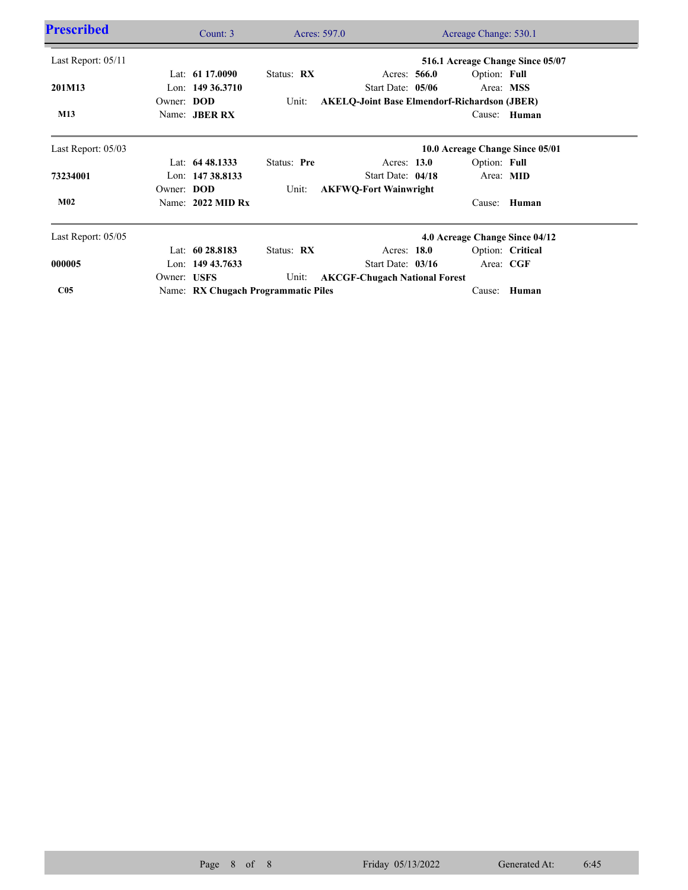## Prescribed

Count: 3 | Acres: 597.0 | Acreage Change: 530.1

---

Last Report: 05/11

**516.1 Acreage Change Since 05/07**

**201M13**

**M13**

Lat: **61 17.0090**
Lon: **149 36.3710**
Owner: **DOD**
Name: **JBER RX**

Status: **RX**
Unit: **AKELQ-Joint Base Elmendorf-Richardson (JBER)**

Acres: **566.0**
Start Date: **05/06**

Option: **Full**
Area: **MSS**
Cause: **Human**

---

Last Report: 05/03

**10.0 Acreage Change Since 05/01**

**73234001**

**M02**

Lat: **64 48.1333**
Lon: **147 38.8133**
Owner: **DOD**
Name: **2022 MID Rx**

Status: **Pre**
Unit: **AKFWQ-Fort Wainwright**

Acres: **13.0**
Start Date: **04/18**

Option: **Full**
Area: **MID**
Cause: **Human**

---

Last Report: 05/05

**4.0 Acreage Change Since 04/12**

**000005**

**C05**

Lat: **60 28.8183**
Lon: **149 43.7633**
Owner: **USFS**
Name: **RX Chugach Programmatic Piles**

Status: **RX**
Unit: **AKCGF-Chugach National Forest**

Acres: **18.0**
Start Date: **03/16**

Option: **Critical**
Area: **CGF**
Cause: **Human**

---

Friday 05/13/2022 Generated At: 6:45